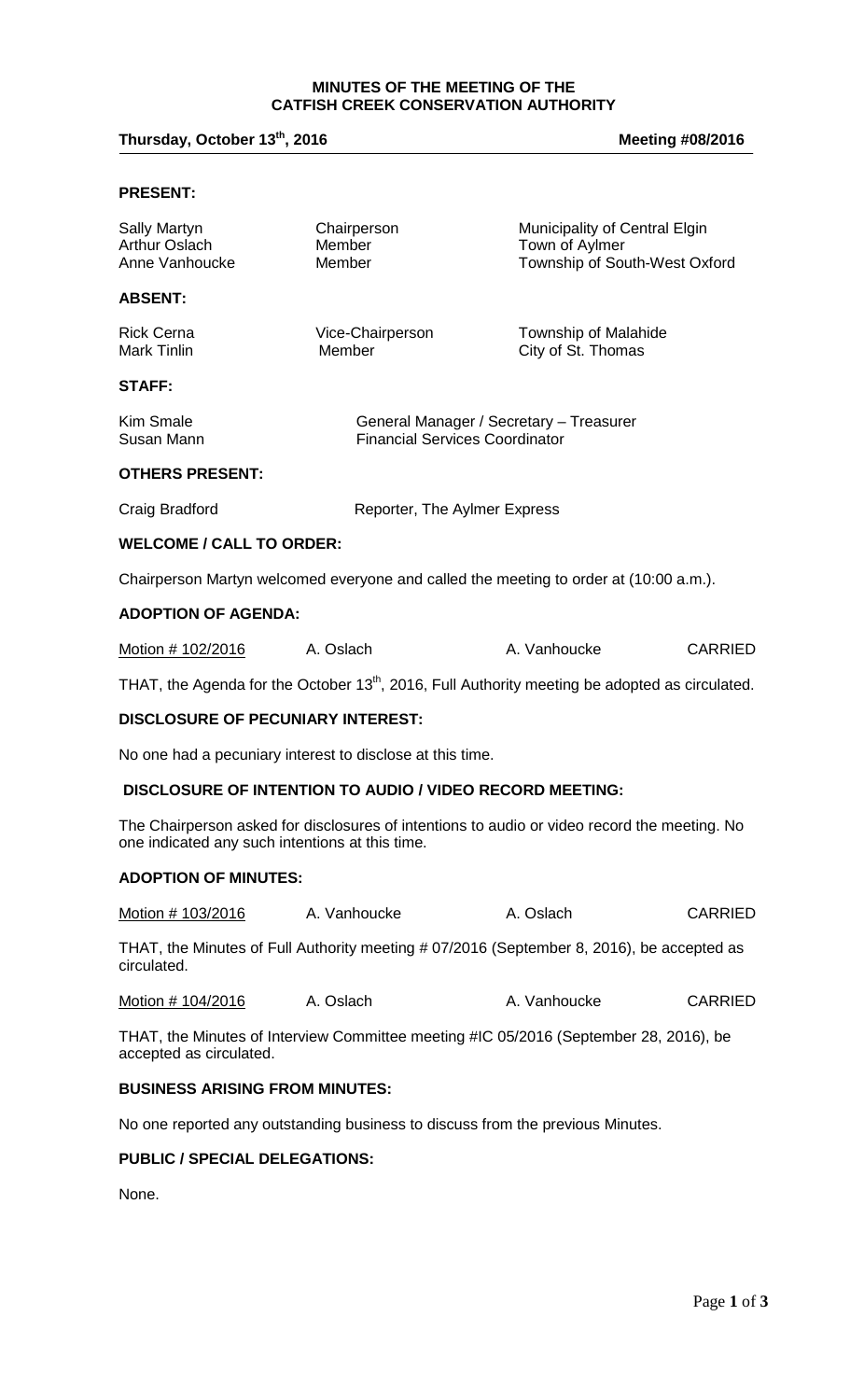# MINUTES OF THE MEETING OF THE CATFISH CREEK CONSERVATION AUTHORITY

**Thursday, October 13th, 2016** **Meeting #08/2016**

## PRESENT:

| | | |
|---|---|---|
| Sally Martyn | Chairperson | Municipality of Central Elgin |
| Arthur Oslach | Member | Town of Aylmer |
| Anne Vanhoucke | Member | Township of South-West Oxford |

## ABSENT:

| | | |
|---|---|---|
| Rick Cerna | Vice-Chairperson | Township of Malahide |
| Mark Tinlin | Member | City of St. Thomas |

## STAFF:

| | |
|---|---|
| Kim Smale | General Manager / Secretary – Treasurer |
| Susan Mann | Financial Services Coordinator |

## OTHERS PRESENT:

| | |
|---|---|
| Craig Bradford | Reporter, The Aylmer Express |

## WELCOME / CALL TO ORDER:

Chairperson Martyn welcomed everyone and called the meeting to order at (10:00 a.m.).

## ADOPTION OF AGENDA:

| | | | |
|---|---|---|---|
| Motion # 102/2016 | A. Oslach | A. Vanhoucke | CARRIED |

THAT, the Agenda for the October 13th, 2016, Full Authority meeting be adopted as circulated.

## DISCLOSURE OF PECUNIARY INTEREST:

No one had a pecuniary interest to disclose at this time.

## DISCLOSURE OF INTENTION TO AUDIO / VIDEO RECORD MEETING:

The Chairperson asked for disclosures of intentions to audio or video record the meeting. No one indicated any such intentions at this time.

## ADOPTION OF MINUTES:

| | | | |
|---|---|---|---|
| Motion # 103/2016 | A. Vanhoucke | A. Oslach | CARRIED |

THAT, the Minutes of Full Authority meeting # 07/2016 (September 8, 2016), be accepted as circulated.

| | | | |
|---|---|---|---|
| Motion # 104/2016 | A. Oslach | A. Vanhoucke | CARRIED |

THAT, the Minutes of Interview Committee meeting #IC 05/2016 (September 28, 2016), be accepted as circulated.

## BUSINESS ARISING FROM MINUTES:

No one reported any outstanding business to discuss from the previous Minutes.

## PUBLIC / SPECIAL DELEGATIONS:

None.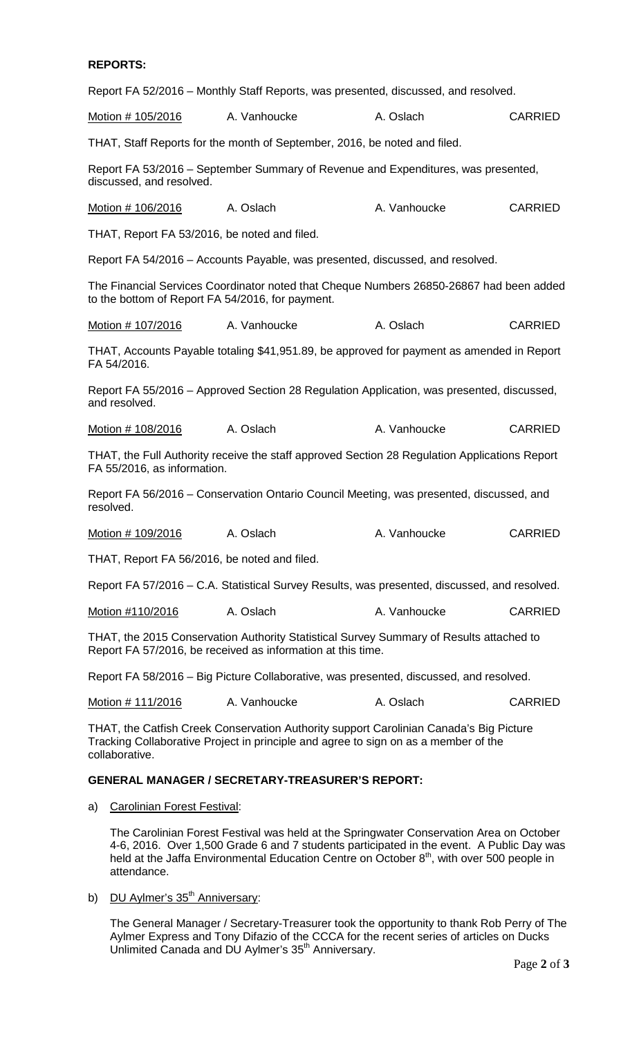**REPORTS:**

Report FA 52/2016 – Monthly Staff Reports, was presented, discussed, and resolved.

| Motion # 105/2016 | A. Vanhoucke | A. Oslach | CARRIED |
|---|---|---|---|

THAT, Staff Reports for the month of September, 2016, be noted and filed.

Report FA 53/2016 – September Summary of Revenue and Expenditures, was presented, discussed, and resolved.

| Motion # 106/2016 | A. Oslach | A. Vanhoucke | CARRIED |
|---|---|---|---|

THAT, Report FA 53/2016, be noted and filed.

Report FA 54/2016 – Accounts Payable, was presented, discussed, and resolved.

The Financial Services Coordinator noted that Cheque Numbers 26850-26867 had been added to the bottom of Report FA 54/2016, for payment.

| Motion # 107/2016 | A. Vanhoucke | A. Oslach | CARRIED |
|---|---|---|---|

THAT, Accounts Payable totaling $41,951.89, be approved for payment as amended in Report FA 54/2016.

Report FA 55/2016 – Approved Section 28 Regulation Application, was presented, discussed, and resolved.

| Motion # 108/2016 | A. Oslach | A. Vanhoucke | CARRIED |
|---|---|---|---|

THAT, the Full Authority receive the staff approved Section 28 Regulation Applications Report FA 55/2016, as information.

Report FA 56/2016 – Conservation Ontario Council Meeting, was presented, discussed, and resolved.

| Motion # 109/2016 | A. Oslach | A. Vanhoucke | CARRIED |
|---|---|---|---|

THAT, Report FA 56/2016, be noted and filed.

Report FA 57/2016 – C.A. Statistical Survey Results, was presented, discussed, and resolved.

| Motion #110/2016 | A. Oslach | A. Vanhoucke | CARRIED |
|---|---|---|---|

THAT, the 2015 Conservation Authority Statistical Survey Summary of Results attached to Report FA 57/2016, be received as information at this time.

Report FA 58/2016 – Big Picture Collaborative, was presented, discussed, and resolved.

| Motion # 111/2016 | A. Vanhoucke | A. Oslach | CARRIED |
|---|---|---|---|

THAT, the Catfish Creek Conservation Authority support Carolinian Canada's Big Picture Tracking Collaborative Project in principle and agree to sign on as a member of the collaborative.

**GENERAL MANAGER / SECRETARY-TREASURER'S REPORT:**

a) Carolinian Forest Festival:

The Carolinian Forest Festival was held at the Springwater Conservation Area on October 4-6, 2016. Over 1,500 Grade 6 and 7 students participated in the event. A Public Day was held at the Jaffa Environmental Education Centre on October 8th, with over 500 people in attendance.

b) DU Aylmer's 35th Anniversary:

The General Manager / Secretary-Treasurer took the opportunity to thank Rob Perry of The Aylmer Express and Tony Difazio of the CCCA for the recent series of articles on Ducks Unlimited Canada and DU Aylmer's 35th Anniversary.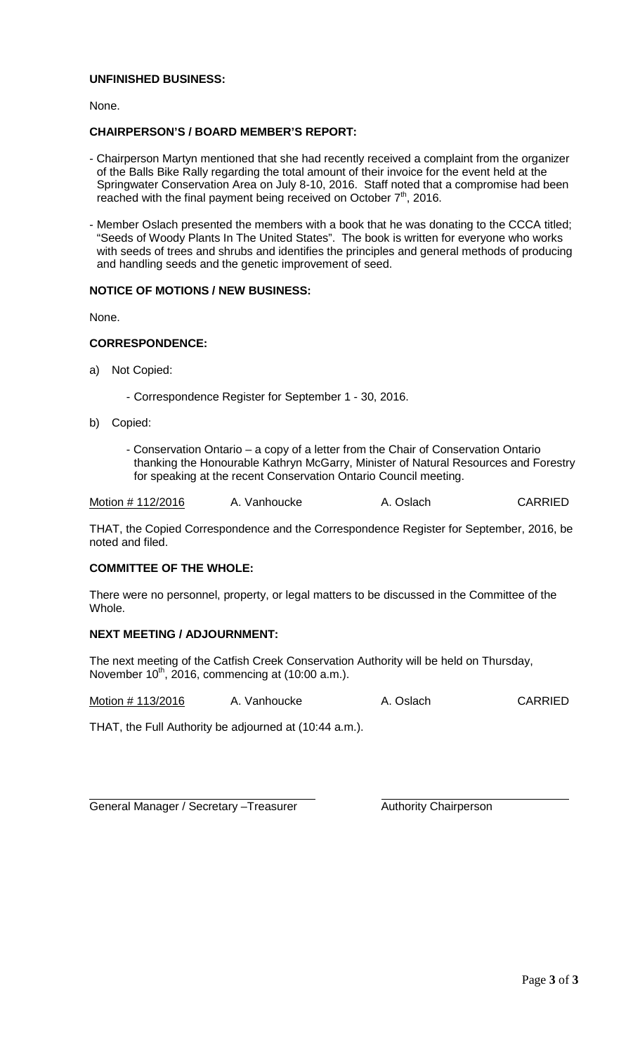**UNFINISHED BUSINESS:**

None.

**CHAIRPERSON'S / BOARD MEMBER'S REPORT:**

- Chairperson Martyn mentioned that she had recently received a complaint from the organizer of the Balls Bike Rally regarding the total amount of their invoice for the event held at the Springwater Conservation Area on July 8-10, 2016. Staff noted that a compromise had been reached with the final payment being received on October 7th, 2016.

- Member Oslach presented the members with a book that he was donating to the CCCA titled; "Seeds of Woody Plants In The United States". The book is written for everyone who works with seeds of trees and shrubs and identifies the principles and general methods of producing and handling seeds and the genetic improvement of seed.

**NOTICE OF MOTIONS / NEW BUSINESS:**

None.

**CORRESPONDENCE:**

a) Not Copied:

   - Correspondence Register for September 1 - 30, 2016.

b) Copied:

   - Conservation Ontario – a copy of a letter from the Chair of Conservation Ontario thanking the Honourable Kathryn McGarry, Minister of Natural Resources and Forestry for speaking at the recent Conservation Ontario Council meeting.

Motion # 112/2016 A. Vanhoucke A. Oslach CARRIED

THAT, the Copied Correspondence and the Correspondence Register for September, 2016, be noted and filed.

**COMMITTEE OF THE WHOLE:**

There were no personnel, property, or legal matters to be discussed in the Committee of the Whole.

**NEXT MEETING / ADJOURNMENT:**

The next meeting of the Catfish Creek Conservation Authority will be held on Thursday, November 10th, 2016, commencing at (10:00 a.m.).

Motion # 113/2016 A. Vanhoucke A. Oslach CARRIED

THAT, the Full Authority be adjourned at (10:44 a.m.).

General Manager / Secretary –Treasurer

Authority Chairperson